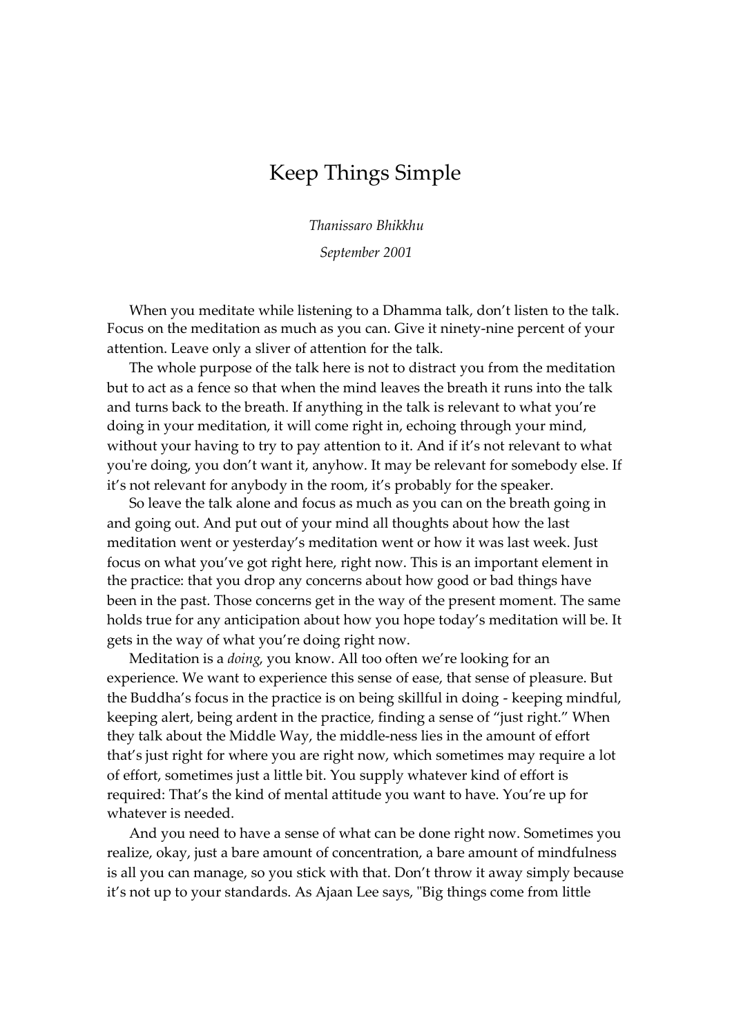# Keep Things Simple

*Thanissaro Bhikkhu*

*September 2001*

When you meditate while listening to a Dhamma talk, don't listen to the talk. Focus on the meditation as much as you can. Give it ninety-nine percent of your attention. Leave only a sliver of attention for the talk.

The whole purpose of the talk here is not to distract you from the meditation but to act as a fence so that when the mind leaves the breath it runs into the talk and turns back to the breath. If anything in the talk is relevant to what you're doing in your meditation, it will come right in, echoing through your mind, without your having to try to pay attention to it. And if it's not relevant to what you're doing, you don't want it, anyhow. It may be relevant for somebody else. If it's not relevant for anybody in the room, it's probably for the speaker.

So leave the talk alone and focus as much as you can on the breath going in and going out. And put out of your mind all thoughts about how the last meditation went or yesterday's meditation went or how it was last week. Just focus on what you've got right here, right now. This is an important element in the practice: that you drop any concerns about how good or bad things have been in the past. Those concerns get in the way of the present moment. The same holds true for any anticipation about how you hope today's meditation will be. It gets in the way of what you're doing right now.

Meditation is a *doing*, you know. All too often we're looking for an experience. We want to experience this sense of ease, that sense of pleasure. But the Buddha's focus in the practice is on being skillful in doing - keeping mindful, keeping alert, being ardent in the practice, finding a sense of "just right." When they talk about the Middle Way, the middle-ness lies in the amount of effort that's just right for where you are right now, which sometimes may require a lot of effort, sometimes just a little bit. You supply whatever kind of effort is required: That's the kind of mental attitude you want to have. You're up for whatever is needed.

And you need to have a sense of what can be done right now. Sometimes you realize, okay, just a bare amount of concentration, a bare amount of mindfulness is all you can manage, so you stick with that. Don't throw it away simply because it's not up to your standards. As Ajaan Lee says, "Big things come from little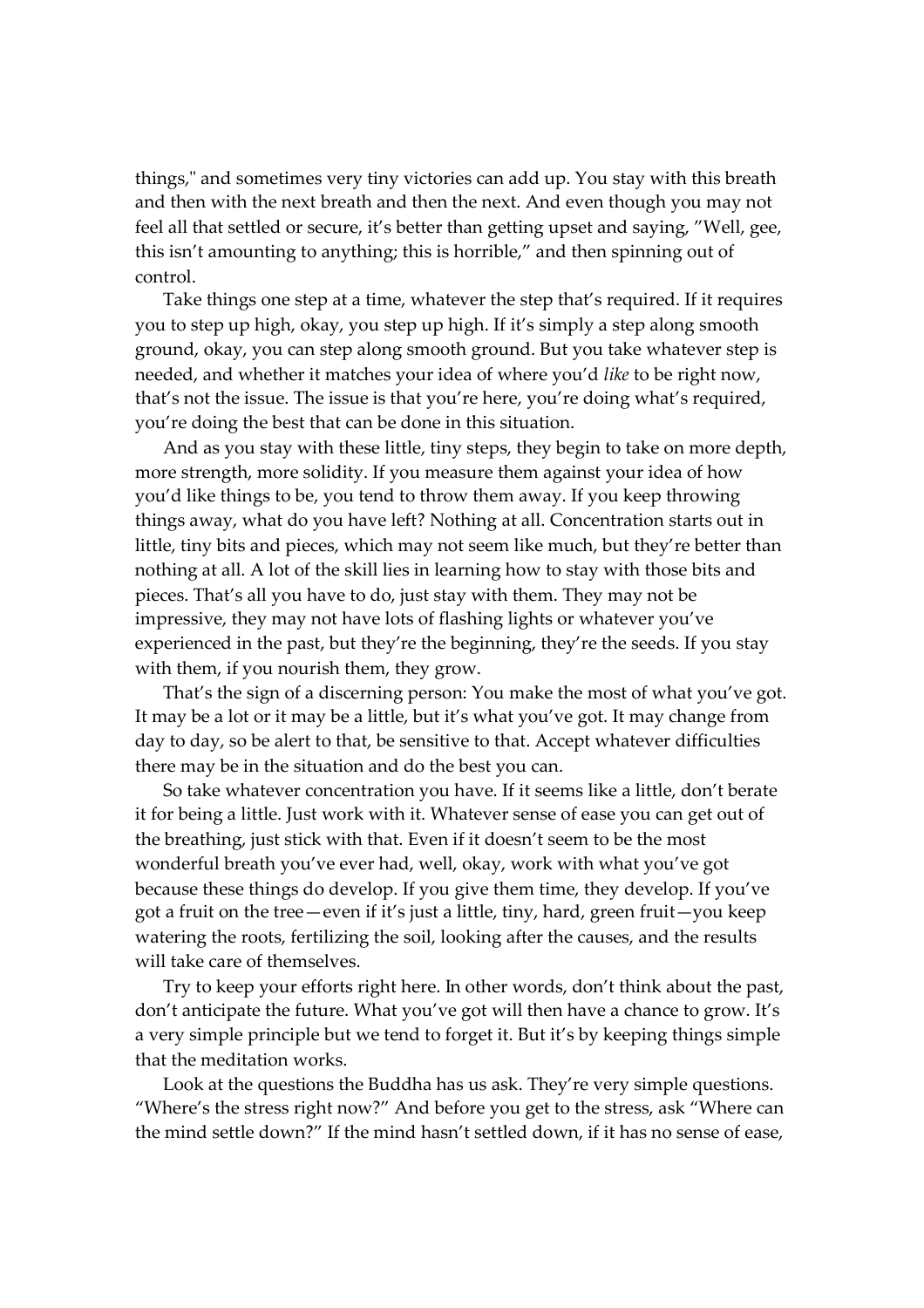things," and sometimes very tiny victories can add up. You stay with this breath and then with the next breath and then the next. And even though you may not feel all that settled or secure, it's better than getting upset and saying, "Well, gee, this isn't amounting to anything; this is horrible," and then spinning out of control.

Take things one step at a time, whatever the step that's required. If it requires you to step up high, okay, you step up high. If it's simply a step along smooth ground, okay, you can step along smooth ground. But you take whatever step is needed, and whether it matches your idea of where you'd *like* to be right now, that's not the issue. The issue is that you're here, you're doing what's required, you're doing the best that can be done in this situation.

And as you stay with these little, tiny steps, they begin to take on more depth, more strength, more solidity. If you measure them against your idea of how you'd like things to be, you tend to throw them away. If you keep throwing things away, what do you have left? Nothing at all. Concentration starts out in little, tiny bits and pieces, which may not seem like much, but they're better than nothing at all. A lot of the skill lies in learning how to stay with those bits and pieces. That's all you have to do, just stay with them. They may not be impressive, they may not have lots of flashing lights or whatever you've experienced in the past, but they're the beginning, they're the seeds. If you stay with them, if you nourish them, they grow.

That's the sign of a discerning person: You make the most of what you've got. It may be a lot or it may be a little, but it's what you've got. It may change from day to day, so be alert to that, be sensitive to that. Accept whatever difficulties there may be in the situation and do the best you can.

So take whatever concentration you have. If it seems like a little, don't berate it for being a little. Just work with it. Whatever sense of ease you can get out of the breathing, just stick with that. Even if it doesn't seem to be the most wonderful breath you've ever had, well, okay, work with what you've got because these things do develop. If you give them time, they develop. If you've got a fruit on the tree—even if it's just a little, tiny, hard, green fruit—you keep watering the roots, fertilizing the soil, looking after the causes, and the results will take care of themselves.

Try to keep your efforts right here. In other words, don't think about the past, don't anticipate the future. What you've got will then have a chance to grow. It's a very simple principle but we tend to forget it. But it's by keeping things simple that the meditation works.

Look at the questions the Buddha has us ask. They're very simple questions. "Where's the stress right now?" And before you get to the stress, ask "Where can the mind settle down?" If the mind hasn't settled down, if it has no sense of ease,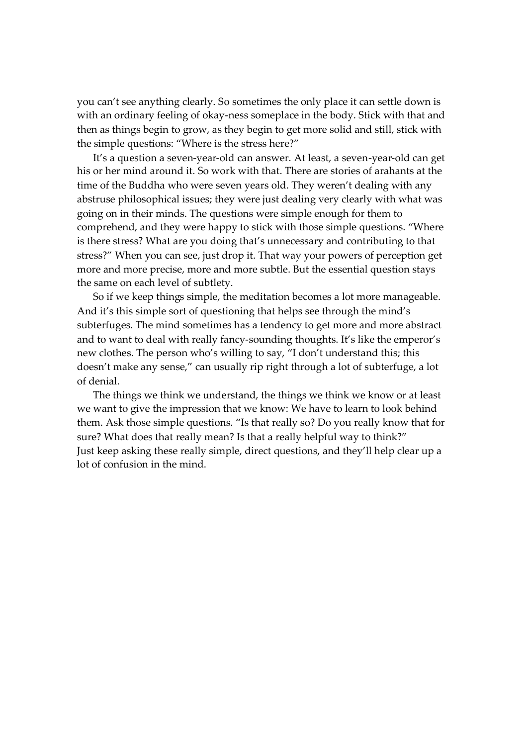you can't see anything clearly. So sometimes the only place it can settle down is with an ordinary feeling of okay-ness someplace in the body. Stick with that and then as things begin to grow, as they begin to get more solid and still, stick with the simple questions: "Where is the stress here?"

It's a question a seven-year-old can answer. At least, a seven-year-old can get his or her mind around it. So work with that. There are stories of arahants at the time of the Buddha who were seven years old. They weren't dealing with any abstruse philosophical issues; they were just dealing very clearly with what was going on in their minds. The questions were simple enough for them to comprehend, and they were happy to stick with those simple questions. "Where is there stress? What are you doing that's unnecessary and contributing to that stress?" When you can see, just drop it. That way your powers of perception get more and more precise, more and more subtle. But the essential question stays the same on each level of subtlety.

So if we keep things simple, the meditation becomes a lot more manageable. And it's this simple sort of questioning that helps see through the mind's subterfuges. The mind sometimes has a tendency to get more and more abstract and to want to deal with really fancy-sounding thoughts. It's like the emperor's new clothes. The person who's willing to say, "I don't understand this; this doesn't make any sense," can usually rip right through a lot of subterfuge, a lot of denial.

The things we think we understand, the things we think we know or at least we want to give the impression that we know: We have to learn to look behind them. Ask those simple questions. "Is that really so? Do you really know that for sure? What does that really mean? Is that a really helpful way to think?" Just keep asking these really simple, direct questions, and they'll help clear up a lot of confusion in the mind.